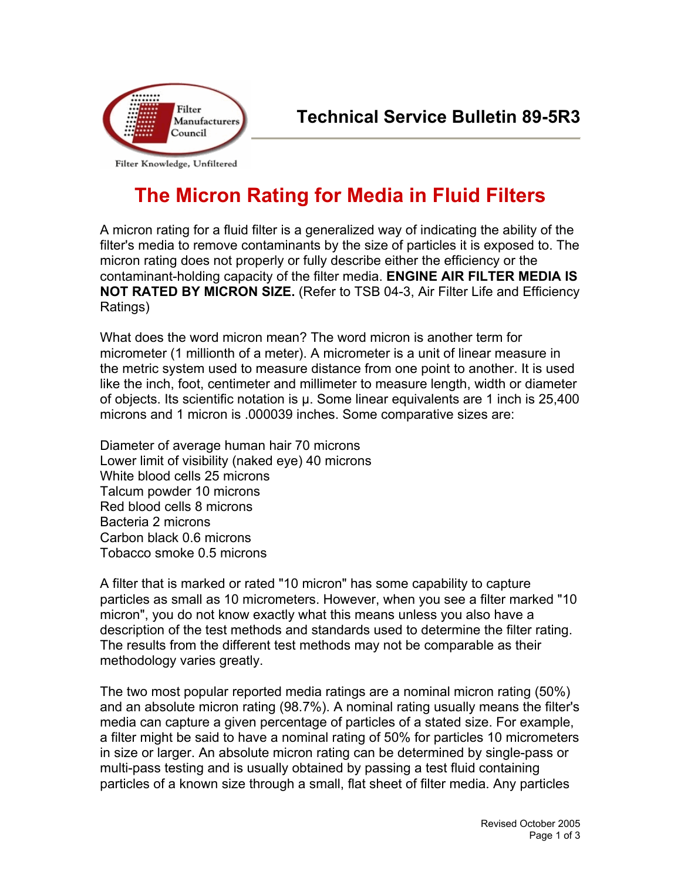Filter Manufacturers Council

Filter Knowledge, Unfiltered

**Technical Service Bulletin 89-5R3**

# The Micron Rating for Media in Fluid Filters

A micron rating for a fluid filter is a generalized way of indicating the ability of the filter's media to remove contaminants by the size of particles it is exposed to. The micron rating does not properly or fully describe either the efficiency or the contaminant-holding capacity of the filter media. **ENGINE AIR FILTER MEDIA IS NOT RATED BY MICRON SIZE.** (Refer to TSB 04-3, Air Filter Life and Efficiency Ratings)

What does the word micron mean? The word micron is another term for micrometer (1 millionth of a meter). A micrometer is a unit of linear measure in the metric system used to measure distance from one point to another. It is used like the inch, foot, centimeter and millimeter to measure length, width or diameter of objects. Its scientific notation is µ. Some linear equivalents are 1 inch is 25,400 microns and 1 micron is .000039 inches. Some comparative sizes are:

Diameter of average human hair 70 microns
Lower limit of visibility (naked eye) 40 microns
White blood cells 25 microns
Talcum powder 10 microns
Red blood cells 8 microns
Bacteria 2 microns
Carbon black 0.6 microns
Tobacco smoke 0.5 microns

A filter that is marked or rated "10 micron" has some capability to capture particles as small as 10 micrometers. However, when you see a filter marked "10 micron", you do not know exactly what this means unless you also have a description of the test methods and standards used to determine the filter rating. The results from the different test methods may not be comparable as their methodology varies greatly.

The two most popular reported media ratings are a nominal micron rating (50%) and an absolute micron rating (98.7%). A nominal rating usually means the filter's media can capture a given percentage of particles of a stated size. For example, a filter might be said to have a nominal rating of 50% for particles 10 micrometers in size or larger. An absolute micron rating can be determined by single-pass or multi-pass testing and is usually obtained by passing a test fluid containing particles of a known size through a small, flat sheet of filter media. Any particles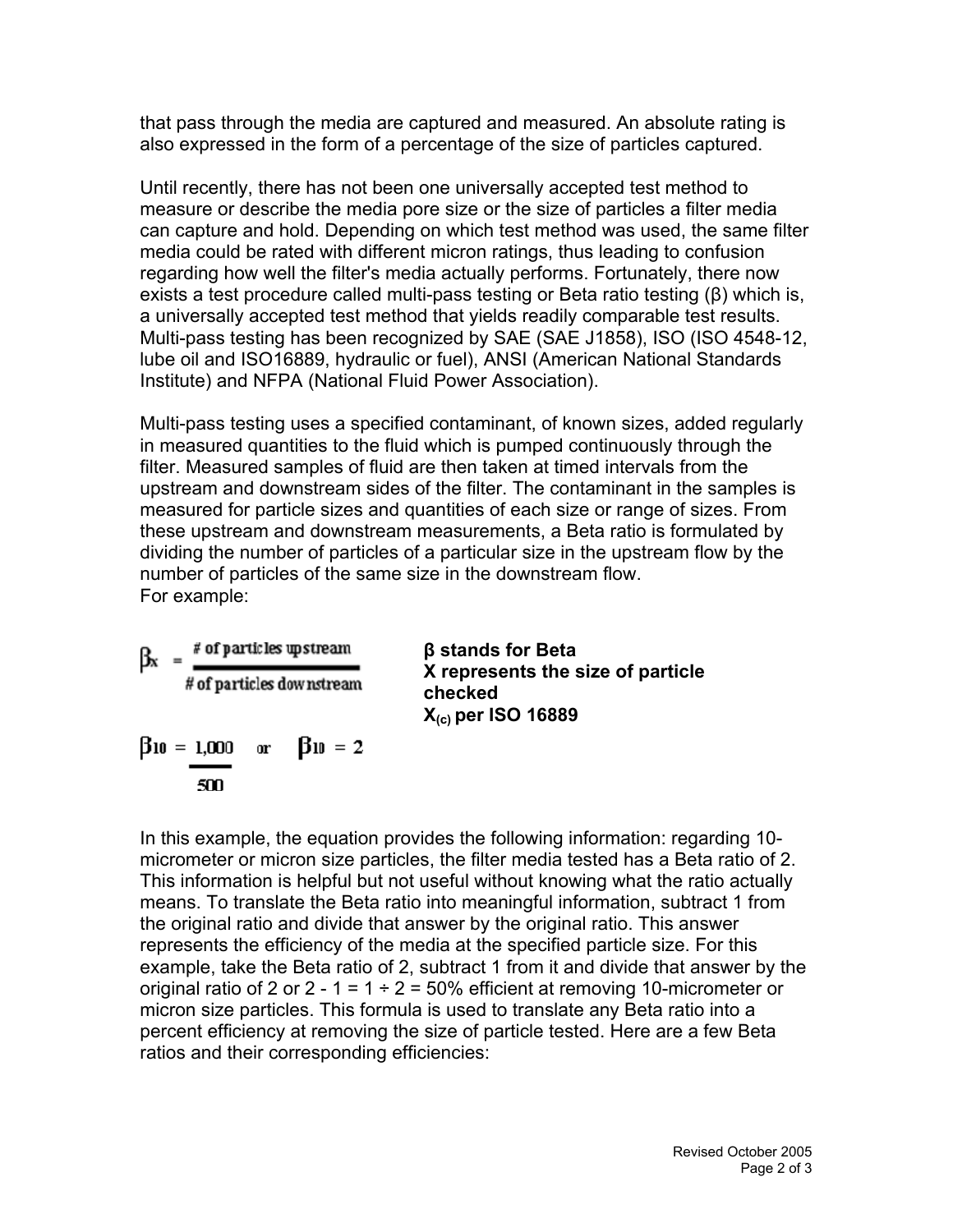that pass through the media are captured and measured. An absolute rating is also expressed in the form of a percentage of the size of particles captured.

Until recently, there has not been one universally accepted test method to measure or describe the media pore size or the size of particles a filter media can capture and hold. Depending on which test method was used, the same filter media could be rated with different micron ratings, thus leading to confusion regarding how well the filter's media actually performs. Fortunately, there now exists a test procedure called multi-pass testing or Beta ratio testing (β) which is, a universally accepted test method that yields readily comparable test results. Multi-pass testing has been recognized by SAE (SAE J1858), ISO (ISO 4548-12, lube oil and ISO16889, hydraulic or fuel), ANSI (American National Standards Institute) and NFPA (National Fluid Power Association).

Multi-pass testing uses a specified contaminant, of known sizes, added regularly in measured quantities to the fluid which is pumped continuously through the filter. Measured samples of fluid are then taken at timed intervals from the upstream and downstream sides of the filter. The contaminant in the samples is measured for particle sizes and quantities of each size or range of sizes. From these upstream and downstream measurements, a Beta ratio is formulated by dividing the number of particles of a particular size in the upstream flow by the number of particles of the same size in the downstream flow.
For example:

$$\beta_x = \frac{\text{\# of particles upstream}}{\text{\# of particles downstream}}$$

$$\beta_{10} = \frac{1{,}000}{500} \quad \text{or} \quad \beta_{10} = 2$$

**β stands for Beta**
**X represents the size of particle checked**
**$X_{(c)}$ per ISO 16889**

In this example, the equation provides the following information: regarding 10-micrometer or micron size particles, the filter media tested has a Beta ratio of 2. This information is helpful but not useful without knowing what the ratio actually means. To translate the Beta ratio into meaningful information, subtract 1 from the original ratio and divide that answer by the original ratio. This answer represents the efficiency of the media at the specified particle size. For this example, take the Beta ratio of 2, subtract 1 from it and divide that answer by the original ratio of 2 or 2 - 1 = 1 ÷ 2 = 50% efficient at removing 10-micrometer or micron size particles. This formula is used to translate any Beta ratio into a percent efficiency at removing the size of particle tested. Here are a few Beta ratios and their corresponding efficiencies: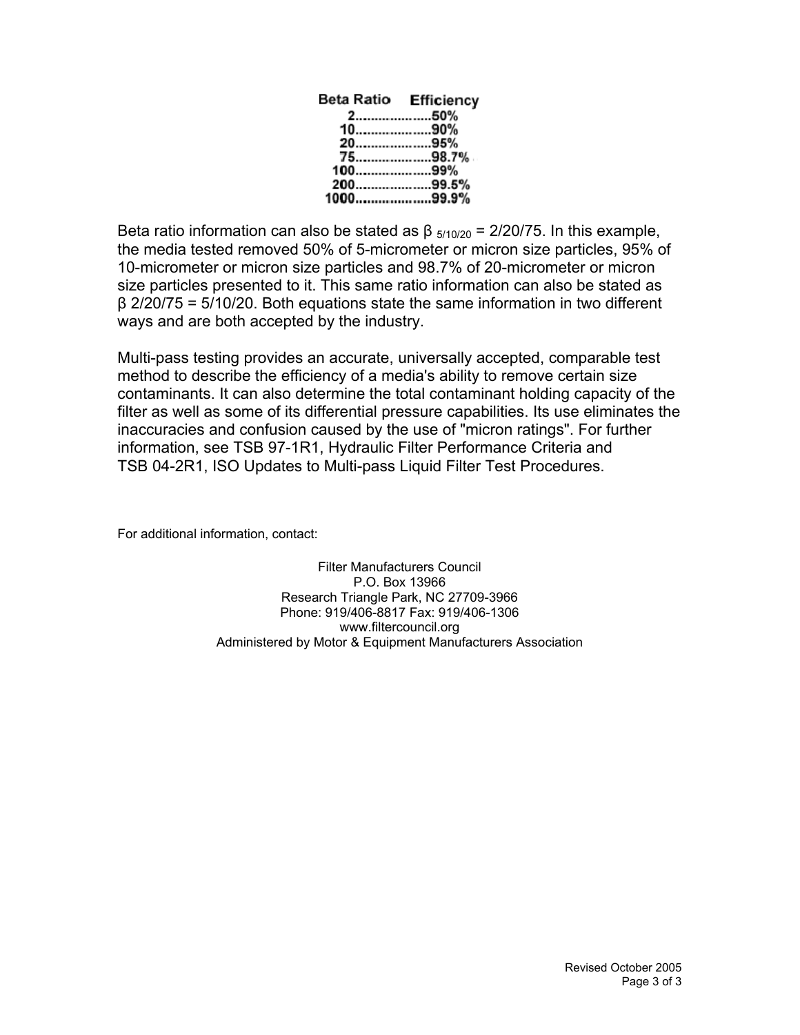| Beta Ratio | Efficiency |
|---|---|
| 2 | 50% |
| 10 | 90% |
| 20 | 95% |
| 75 | 98.7% |
| 100 | 99% |
| 200 | 99.5% |
| 1000 | 99.9% |

Beta ratio information can also be stated as $\beta_{5/10/20}$ = 2/20/75. In this example, the media tested removed 50% of 5-micrometer or micron size particles, 95% of 10-micrometer or micron size particles and 98.7% of 20-micrometer or micron size particles presented to it. This same ratio information can also be stated as β 2/20/75 = 5/10/20. Both equations state the same information in two different ways and are both accepted by the industry.

Multi-pass testing provides an accurate, universally accepted, comparable test method to describe the efficiency of a media's ability to remove certain size contaminants. It can also determine the total contaminant holding capacity of the filter as well as some of its differential pressure capabilities. Its use eliminates the inaccuracies and confusion caused by the use of "micron ratings". For further information, see TSB 97-1R1, Hydraulic Filter Performance Criteria and TSB 04-2R1, ISO Updates to Multi-pass Liquid Filter Test Procedures.

For additional information, contact:

Filter Manufacturers Council
P.O. Box 13966
Research Triangle Park, NC 27709-3966
Phone: 919/406-8817 Fax: 919/406-1306
www.filtercouncil.org
Administered by Motor & Equipment Manufacturers Association

Revised October 2005